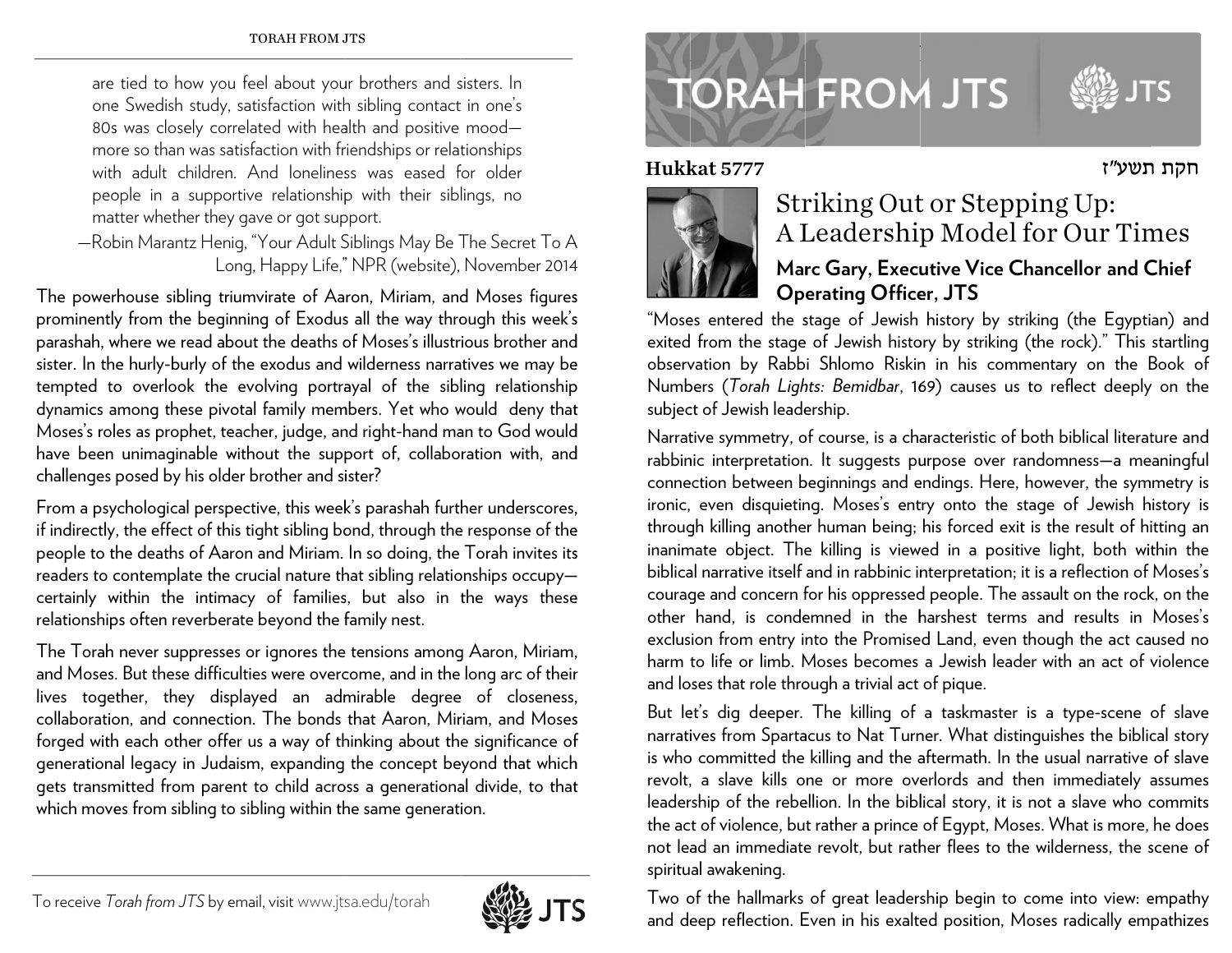are tied to how you feel about your brothers and sisters. In one Swedish study, satisfaction with sibling contact in one's 80s was closely correlated with health and positive mood—more so than was satisfaction with friendships or relationships with adult children. And loneliness was eased for older people in a supportive relationship with their siblings, no matter whether they gave or got support.

—Robin Marantz Henig, "Your Adult Siblings May Be The Secret To A Long, Happy Life," NPR (website), November 2014

The powerhouse sibling triumvirate of Aaron, Miriam, and Moses figures prominently from the beginning of Exodus all the way through this week's parashah, where we read about the deaths of Moses's illustrious brother and sister. In the hurly-burly of the exodus and wilderness narratives we may be tempted to overlook the evolving portrayal of the sibling relationship dynamics among these pivotal family members. Yet who would deny that Moses's roles as prophet, teacher, judge, and right-hand man to God would have been unimaginable without the support of, collaboration with, and challenges posed by his older brother and sister?

From a psychological perspective, this week's parashah further underscores, if indirectly, the effect of this tight sibling bond, through the response of the people to the deaths of Aaron and Miriam. In so doing, the Torah invites its readers to contemplate the crucial nature that sibling relationships occupy—certainly within the intimacy of families, but also in the ways these relationships often reverberate beyond the family nest.

The Torah never suppresses or ignores the tensions among Aaron, Miriam, and Moses. But these difficulties were overcome, and in the long arc of their lives together, they displayed an admirable degree of closeness, collaboration, and connection. The bonds that Aaron, Miriam, and Moses forged with each other offer us a way of thinking about the significance of generational legacy in Judaism, expanding the concept beyond that which gets transmitted from parent to child across a generational divide, to that which moves from sibling to sibling within the same generation.

To receive *Torah from JTS* by email, visit www.jtsa.edu/torah

# TORAH FROM JTS

**Hukkat 5777** חקת תשע"ז

## Striking Out or Stepping Up: A Leadership Model for Our Times

### Marc Gary, Executive Vice Chancellor and Chief Operating Officer, JTS

"Moses entered the stage of Jewish history by striking (the Egyptian) and exited from the stage of Jewish history by striking (the rock)." This startling observation by Rabbi Shlomo Riskin in his commentary on the Book of Numbers (*Torah Lights: Bemidbar*, 169) causes us to reflect deeply on the subject of Jewish leadership.

Narrative symmetry, of course, is a characteristic of both biblical literature and rabbinic interpretation. It suggests purpose over randomness—a meaningful connection between beginnings and endings. Here, however, the symmetry is ironic, even disquieting. Moses's entry onto the stage of Jewish history is through killing another human being; his forced exit is the result of hitting an inanimate object. The killing is viewed in a positive light, both within the biblical narrative itself and in rabbinic interpretation; it is a reflection of Moses's courage and concern for his oppressed people. The assault on the rock, on the other hand, is condemned in the harshest terms and results in Moses's exclusion from entry into the Promised Land, even though the act caused no harm to life or limb. Moses becomes a Jewish leader with an act of violence and loses that role through a trivial act of pique.

But let's dig deeper. The killing of a taskmaster is a type-scene of slave narratives from Spartacus to Nat Turner. What distinguishes the biblical story is who committed the killing and the aftermath. In the usual narrative of slave revolt, a slave kills one or more overlords and then immediately assumes leadership of the rebellion. In the biblical story, it is not a slave who commits the act of violence, but rather a prince of Egypt, Moses. What is more, he does not lead an immediate revolt, but rather flees to the wilderness, the scene of spiritual awakening.

Two of the hallmarks of great leadership begin to come into view: empathy and deep reflection. Even in his exalted position, Moses radically empathizes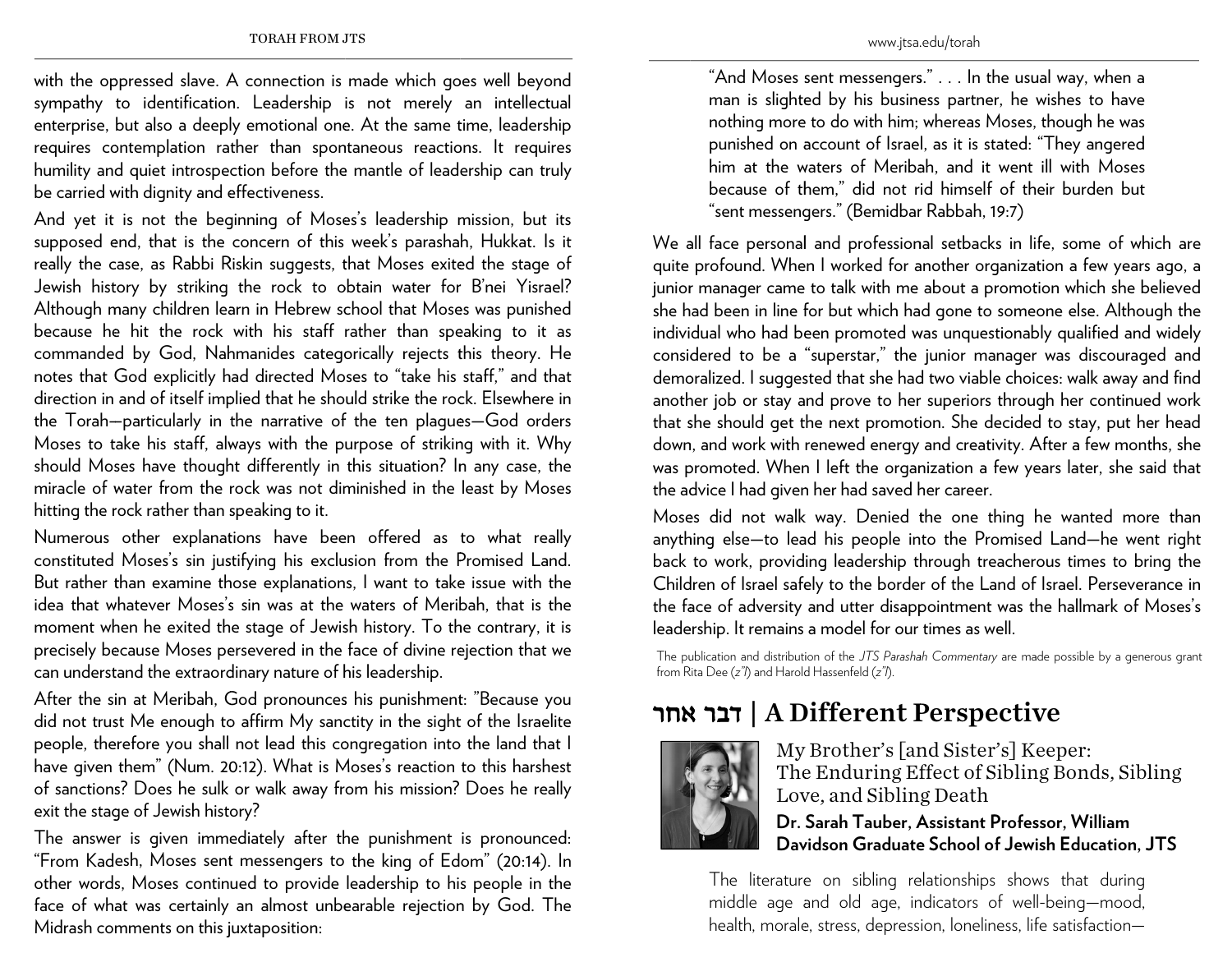with the oppressed slave. A connection is made which goes well beyond sympathy to identification. Leadership is not merely an intellectual enterprise, but also a deeply emotional one. At the same time, leadership requires contemplation rather than spontaneous reactions. It requires humility and quiet introspection before the mantle of leadership can truly be carried with dignity and effectiveness.

And yet it is not the beginning of Moses's leadership mission, but its supposed end, that is the concern of this week's parashah, Hukkat. Is it really the case, as Rabbi Riskin suggests, that Moses exited the stage of Jewish history by striking the rock to obtain water for B'nei Yisrael? Although many children learn in Hebrew school that Moses was punished because he hit the rock with his staff rather than speaking to it as commanded by God, Nahmanides categorically rejects this theory. He notes that God explicitly had directed Moses to "take his staff," and that direction in and of itself implied that he should strike the rock. Elsewhere in the Torah—particularly in the narrative of the ten plagues—God orders Moses to take his staff, always with the purpose of striking with it. Why should Moses have thought differently in this situation? In any case, the miracle of water from the rock was not diminished in the least by Moses hitting the rock rather than speaking to it.

Numerous other explanations have been offered as to what really constituted Moses's sin justifying his exclusion from the Promised Land. But rather than examine those explanations, I want to take issue with the idea that whatever Moses's sin was at the waters of Meribah, that is the moment when he exited the stage of Jewish history. To the contrary, it is precisely because Moses persevered in the face of divine rejection that we can understand the extraordinary nature of his leadership.

After the sin at Meribah, God pronounces his punishment: "Because you did not trust Me enough to affirm My sanctity in the sight of the Israelite people, therefore you shall not lead this congregation into the land that I have given them" (Num. 20:12). What is Moses's reaction to this harshest of sanctions? Does he sulk or walk away from his mission? Does he really exit the stage of Jewish history?

The answer is given immediately after the punishment is pronounced: "From Kadesh, Moses sent messengers to the king of Edom" (20:14). In other words, Moses continued to provide leadership to his people in the face of what was certainly an almost unbearable rejection by God. The Midrash comments on this juxtaposition:

> "And Moses sent messengers." . . . In the usual way, when a man is slighted by his business partner, he wishes to have nothing more to do with him; whereas Moses, though he was punished on account of Israel, as it is stated: "They angered him at the waters of Meribah, and it went ill with Moses because of them," did not rid himself of their burden but "sent messengers." (Bemidbar Rabbah, 19:7)

We all face personal and professional setbacks in life, some of which are quite profound. When I worked for another organization a few years ago, a junior manager came to talk with me about a promotion which she believed she had been in line for but which had gone to someone else. Although the individual who had been promoted was unquestionably qualified and widely considered to be a "superstar," the junior manager was discouraged and demoralized. I suggested that she had two viable choices: walk away and find another job or stay and prove to her superiors through her continued work that she should get the next promotion. She decided to stay, put her head down, and work with renewed energy and creativity. After a few months, she was promoted. When I left the organization a few years later, she said that the advice I had given her had saved her career.

Moses did not walk way. Denied the one thing he wanted more than anything else—to lead his people into the Promised Land—he went right back to work, providing leadership through treacherous times to bring the Children of Israel safely to the border of the Land of Israel. Perseverance in the face of adversity and utter disappointment was the hallmark of Moses's leadership. It remains a model for our times as well.

The publication and distribution of the *JTS Parashah Commentary* are made possible by a generous grant from Rita Dee (*z"l*) and Harold Hassenfeld (*z"l*).

## דבר אחר | A Different Perspective

My Brother's [and Sister's] Keeper:
The Enduring Effect of Sibling Bonds, Sibling Love, and Sibling Death

**Dr. Sarah Tauber, Assistant Professor, William Davidson Graduate School of Jewish Education, JTS**

> The literature on sibling relationships shows that during middle age and old age, indicators of well-being—mood, health, morale, stress, depression, loneliness, life satisfaction—